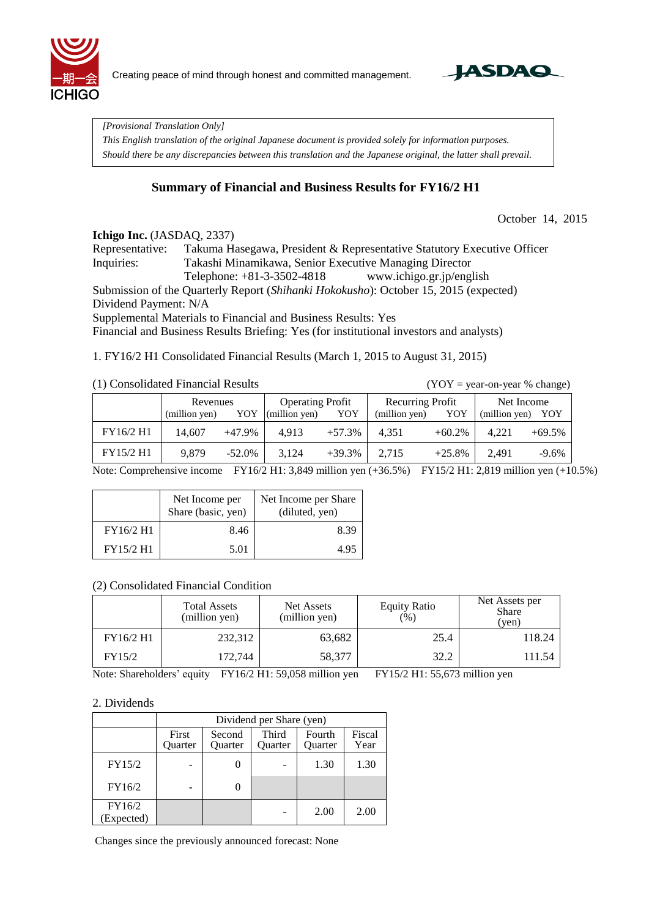Creating peace of mind through honest and committed management.

*[Provisional Translation Only]*
*This English translation of the original Japanese document is provided solely for information purposes.*
*Should there be any discrepancies between this translation and the Japanese original, the latter shall prevail.*

## Summary of Financial and Business Results for FY16/2 H1

October 14, 2015

**Ichigo Inc.** (JASDAQ, 2337)
Representative: Takuma Hasegawa, President & Representative Statutory Executive Officer
Inquiries: Takashi Minamikawa, Senior Executive Managing Director
Telephone: +81-3-3502-4818 www.ichigo.gr.jp/english
Submission of the Quarterly Report (*Shihanki Hokokusho*): October 15, 2015 (expected)
Dividend Payment: N/A
Supplemental Materials to Financial and Business Results: Yes
Financial and Business Results Briefing: Yes (for institutional investors and analysts)

1. FY16/2 H1 Consolidated Financial Results (March 1, 2015 to August 31, 2015)

(1) Consolidated Financial Results (YOY = year-on-year % change)

| | Revenues (million yen) | YOY | Operating Profit (million yen) | YOY | Recurring Profit (million yen) | YOY | Net Income (million yen) | YOY |
|---|---|---|---|---|---|---|---|---|
| FY16/2 H1 | 14,607 | +47.9% | 4,913 | +57.3% | 4,351 | +60.2% | 4,221 | +69.5% |
| FY15/2 H1 | 9,879 | -52.0% | 3,124 | +39.3% | 2,715 | +25.8% | 2,491 | -9.6% |

Note: Comprehensive income FY16/2 H1: 3,849 million yen (+36.5%) FY15/2 H1: 2,819 million yen (+10.5%)

| | Net Income per Share (basic, yen) | Net Income per Share (diluted, yen) |
|---|---|---|
| FY16/2 H1 | 8.46 | 8.39 |
| FY15/2 H1 | 5.01 | 4.95 |

(2) Consolidated Financial Condition

| | Total Assets (million yen) | Net Assets (million yen) | Equity Ratio (%) | Net Assets per Share (yen) |
|---|---|---|---|---|
| FY16/2 H1 | 232,312 | 63,682 | 25.4 | 118.24 |
| FY15/2 | 172,744 | 58,377 | 32.2 | 111.54 |

Note: Shareholders' equity FY16/2 H1: 59,058 million yen FY15/2 H1: 55,673 million yen

2. Dividends

| | Dividend per Share (yen) | | | | |
|---|---|---|---|---|---|
| | First Quarter | Second Quarter | Third Quarter | Fourth Quarter | Fiscal Year |
| FY15/2 | - | 0 | - | 1.30 | 1.30 |
| FY16/2 | - | 0 | | | |
| FY16/2 (Expected) | | | - | 2.00 | 2.00 |

Changes since the previously announced forecast: None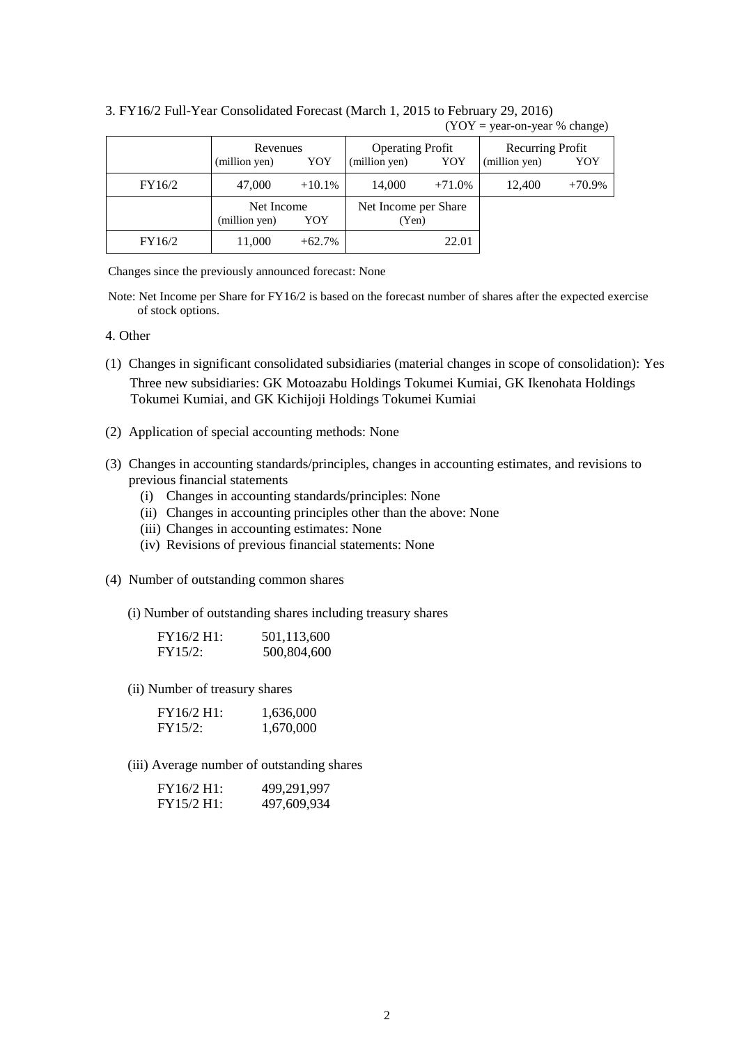3. FY16/2 Full-Year Consolidated Forecast (March 1, 2015 to February 29, 2016)

(YOY = year-on-year % change)

| | Revenues (million yen) | YOY | Operating Profit (million yen) | YOY | Recurring Profit (million yen) | YOY |
|---|---|---|---|---|---|---|
| FY16/2 | 47,000 | +10.1% | 14,000 | +71.0% | 12,400 | +70.9% |

| | Net Income (million yen) | YOY | Net Income per Share (Yen) |
|---|---|---|---|
| FY16/2 | 11,000 | +62.7% | 22.01 |

Changes since the previously announced forecast: None

Note: Net Income per Share for FY16/2 is based on the forecast number of shares after the expected exercise of stock options.

4. Other

(1) Changes in significant consolidated subsidiaries (material changes in scope of consolidation): Yes
Three new subsidiaries: GK Motoazabu Holdings Tokumei Kumiai, GK Ikenohata Holdings Tokumei Kumiai, and GK Kichijoji Holdings Tokumei Kumiai

(2) Application of special accounting methods: None

(3) Changes in accounting standards/principles, changes in accounting estimates, and revisions to previous financial statements
- (i) Changes in accounting standards/principles: None
- (ii) Changes in accounting principles other than the above: None
- (iii) Changes in accounting estimates: None
- (iv) Revisions of previous financial statements: None

(4) Number of outstanding common shares

(i) Number of outstanding shares including treasury shares

| | |
|---|---|
| FY16/2 H1: | 501,113,600 |
| FY15/2: | 500,804,600 |

(ii) Number of treasury shares

| | |
|---|---|
| FY16/2 H1: | 1,636,000 |
| FY15/2: | 1,670,000 |

(iii) Average number of outstanding shares

| | |
|---|---|
| FY16/2 H1: | 499,291,997 |
| FY15/2 H1: | 497,609,934 |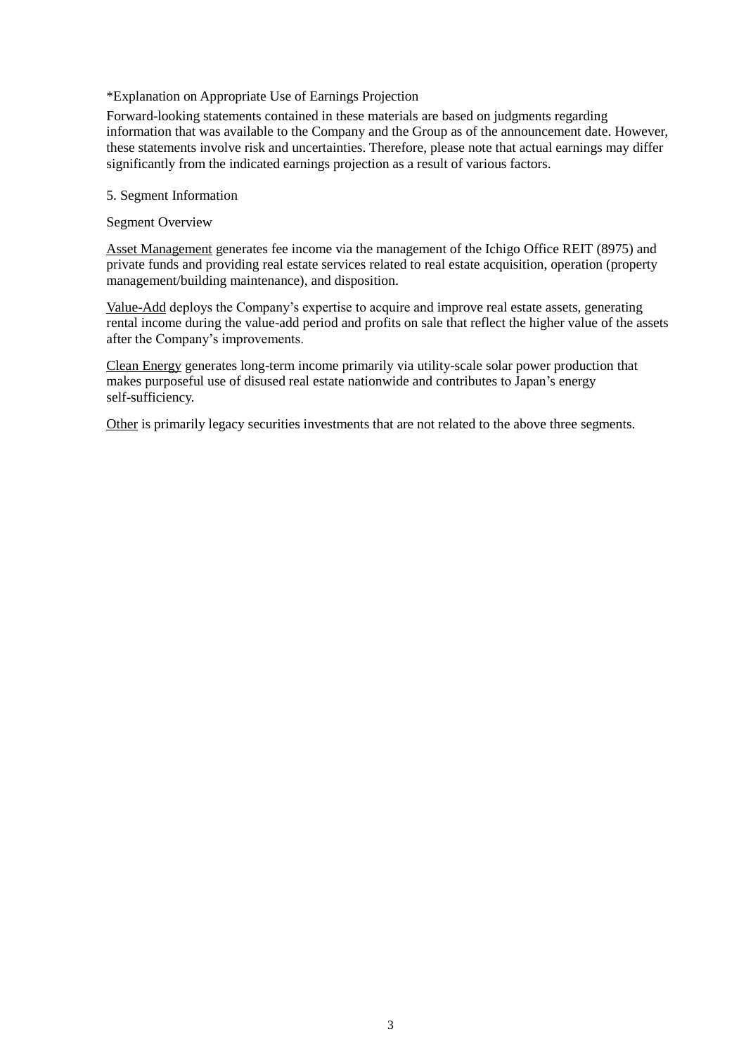*Explanation on Appropriate Use of Earnings Projection

Forward-looking statements contained in these materials are based on judgments regarding information that was available to the Company and the Group as of the announcement date. However, these statements involve risk and uncertainties. Therefore, please note that actual earnings may differ significantly from the indicated earnings projection as a result of various factors.

## 5. Segment Information

### Segment Overview

Asset Management generates fee income via the management of the Ichigo Office REIT (8975) and private funds and providing real estate services related to real estate acquisition, operation (property management/building maintenance), and disposition.

Value-Add deploys the Company's expertise to acquire and improve real estate assets, generating rental income during the value-add period and profits on sale that reflect the higher value of the assets after the Company's improvements.

Clean Energy generates long-term income primarily via utility-scale solar power production that makes purposeful use of disused real estate nationwide and contributes to Japan's energy self-sufficiency.

Other is primarily legacy securities investments that are not related to the above three segments.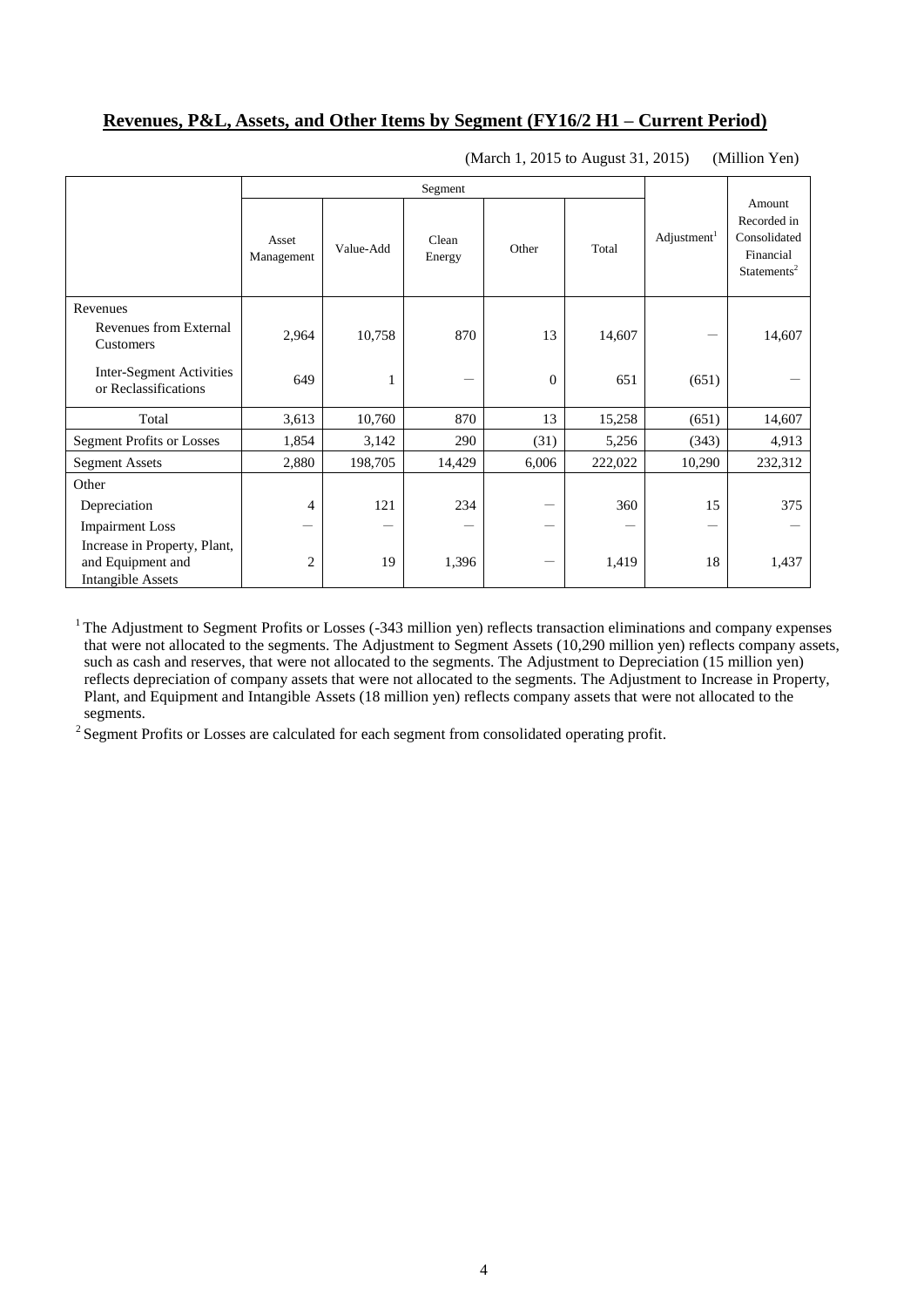## Revenues, P&L, Assets, and Other Items by Segment (FY16/2 H1 – Current Period)

(March 1, 2015 to August 31, 2015) (Million Yen)

| | Segment | | | | | Adjustment[1] | Amount Recorded in Consolidated Financial Statements[2] |
|---|---|---|---|---|---|---|---|
| | Asset Management | Value-Add | Clean Energy | Other | Total | | |
| Revenues | | | | | | | |
| Revenues from External Customers | 2,964 | 10,758 | 870 | 13 | 14,607 | – | 14,607 |
| Inter-Segment Activities or Reclassifications | 649 | 1 | – | 0 | 651 | (651) | – |
| Total | 3,613 | 10,760 | 870 | 13 | 15,258 | (651) | 14,607 |
| Segment Profits or Losses | 1,854 | 3,142 | 290 | (31) | 5,256 | (343) | 4,913 |
| Segment Assets | 2,880 | 198,705 | 14,429 | 6,006 | 222,022 | 10,290 | 232,312 |
| Other | | | | | | | |
| Depreciation | 4 | 121 | 234 | – | 360 | 15 | 375 |
| Impairment Loss | – | – | – | – | – | – | – |
| Increase in Property, Plant, and Equipment and Intangible Assets | 2 | 19 | 1,396 | – | 1,419 | 18 | 1,437 |

[1] The Adjustment to Segment Profits or Losses (-343 million yen) reflects transaction eliminations and company expenses that were not allocated to the segments. The Adjustment to Segment Assets (10,290 million yen) reflects company assets, such as cash and reserves, that were not allocated to the segments. The Adjustment to Depreciation (15 million yen) reflects depreciation of company assets that were not allocated to the segments. The Adjustment to Increase in Property, Plant, and Equipment and Intangible Assets (18 million yen) reflects company assets that were not allocated to the segments.

[2] Segment Profits or Losses are calculated for each segment from consolidated operating profit.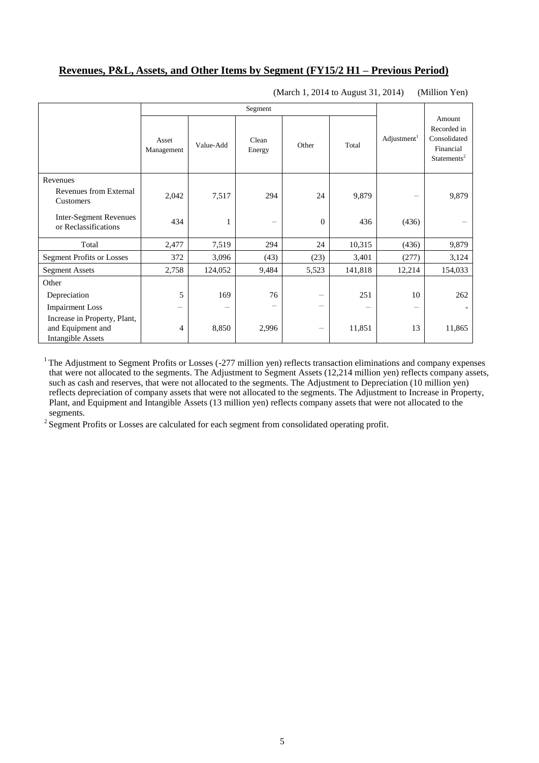## Revenues, P&L, Assets, and Other Items by Segment (FY15/2 H1 – Previous Period)

(March 1, 2014 to August 31, 2014) (Million Yen)

| | Segment | | | | | Adjustment[1] | Amount Recorded in Consolidated Financial Statements[2] |
|---|---|---|---|---|---|---|---|
| | Asset Management | Value-Add | Clean Energy | Other | Total | | |
| Revenues | | | | | | | |
| Revenues from External Customers | 2,042 | 7,517 | 294 | 24 | 9,879 | – | 9,879 |
| Inter-Segment Revenues or Reclassifications | 434 | 1 | – | 0 | 436 | (436) | – |
| Total | 2,477 | 7,519 | 294 | 24 | 10,315 | (436) | 9,879 |
| Segment Profits or Losses | 372 | 3,096 | (43) | (23) | 3,401 | (277) | 3,124 |
| Segment Assets | 2,758 | 124,052 | 9,484 | 5,523 | 141,818 | 12,214 | 154,033 |
| Other | | | | | | | |
| Depreciation | 5 | 169 | 76 | – | 251 | 10 | 262 |
| Impairment Loss | – | – | – | – | – | – | - |
| Increase in Property, Plant, and Equipment and Intangible Assets | 4 | 8,850 | 2,996 | – | 11,851 | 13 | 11,865 |

[1] The Adjustment to Segment Profits or Losses (-277 million yen) reflects transaction eliminations and company expenses that were not allocated to the segments. The Adjustment to Segment Assets (12,214 million yen) reflects company assets, such as cash and reserves, that were not allocated to the segments. The Adjustment to Depreciation (10 million yen) reflects depreciation of company assets that were not allocated to the segments. The Adjustment to Increase in Property, Plant, and Equipment and Intangible Assets (13 million yen) reflects company assets that were not allocated to the segments.

[2] Segment Profits or Losses are calculated for each segment from consolidated operating profit.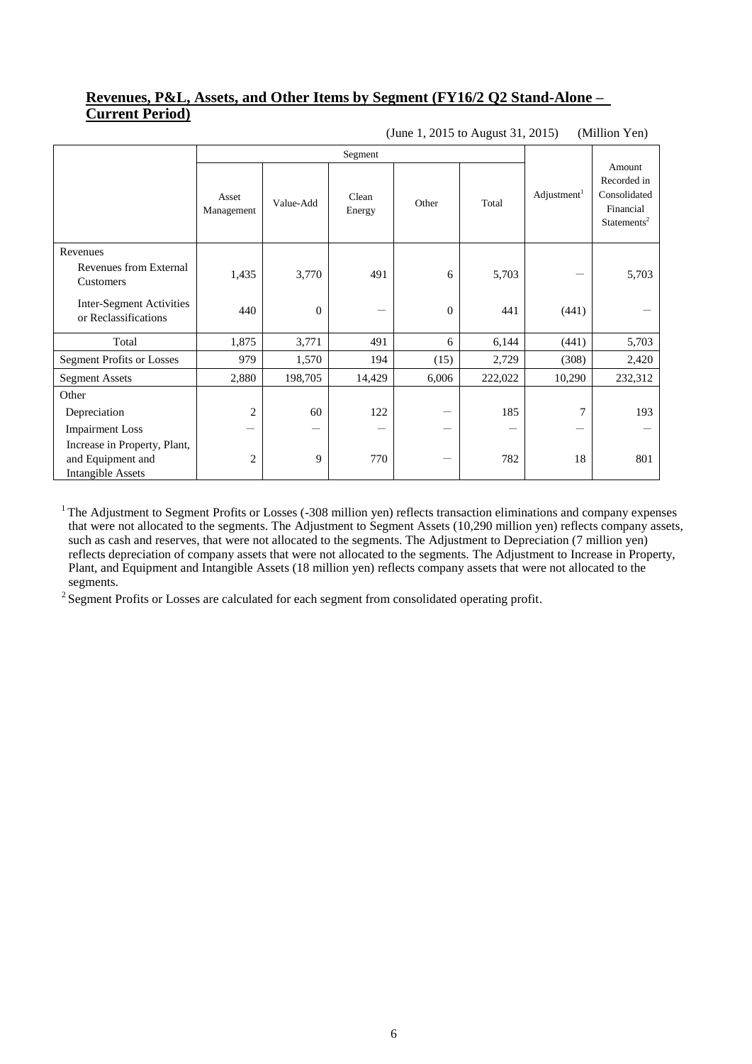## Revenues, P&L, Assets, and Other Items by Segment (FY16/2 Q2 Stand-Alone – Current Period)

(June 1, 2015 to August 31, 2015) (Million Yen)

| | Segment | | | | | Adjustment[1] | Amount Recorded in Consolidated Financial Statements[2] |
|---|---|---|---|---|---|---|---|
| | Asset Management | Value-Add | Clean Energy | Other | Total | | |
| Revenues | | | | | | | |
| Revenues from External Customers | 1,435 | 3,770 | 491 | 6 | 5,703 | － | 5,703 |
| Inter-Segment Activities or Reclassifications | 440 | 0 | － | 0 | 441 | (441) | － |
| Total | 1,875 | 3,771 | 491 | 6 | 6,144 | (441) | 5,703 |
| Segment Profits or Losses | 979 | 1,570 | 194 | (15) | 2,729 | (308) | 2,420 |
| Segment Assets | 2,880 | 198,705 | 14,429 | 6,006 | 222,022 | 10,290 | 232,312 |
| Other | | | | | | | |
| Depreciation | 2 | 60 | 122 | － | 185 | 7 | 193 |
| Impairment Loss | － | － | － | － | － | － | － |
| Increase in Property, Plant, and Equipment and Intangible Assets | 2 | 9 | 770 | － | 782 | 18 | 801 |

[1] The Adjustment to Segment Profits or Losses (-308 million yen) reflects transaction eliminations and company expenses that were not allocated to the segments. The Adjustment to Segment Assets (10,290 million yen) reflects company assets, such as cash and reserves, that were not allocated to the segments. The Adjustment to Depreciation (7 million yen) reflects depreciation of company assets that were not allocated to the segments. The Adjustment to Increase in Property, Plant, and Equipment and Intangible Assets (18 million yen) reflects company assets that were not allocated to the segments.

[2] Segment Profits or Losses are calculated for each segment from consolidated operating profit.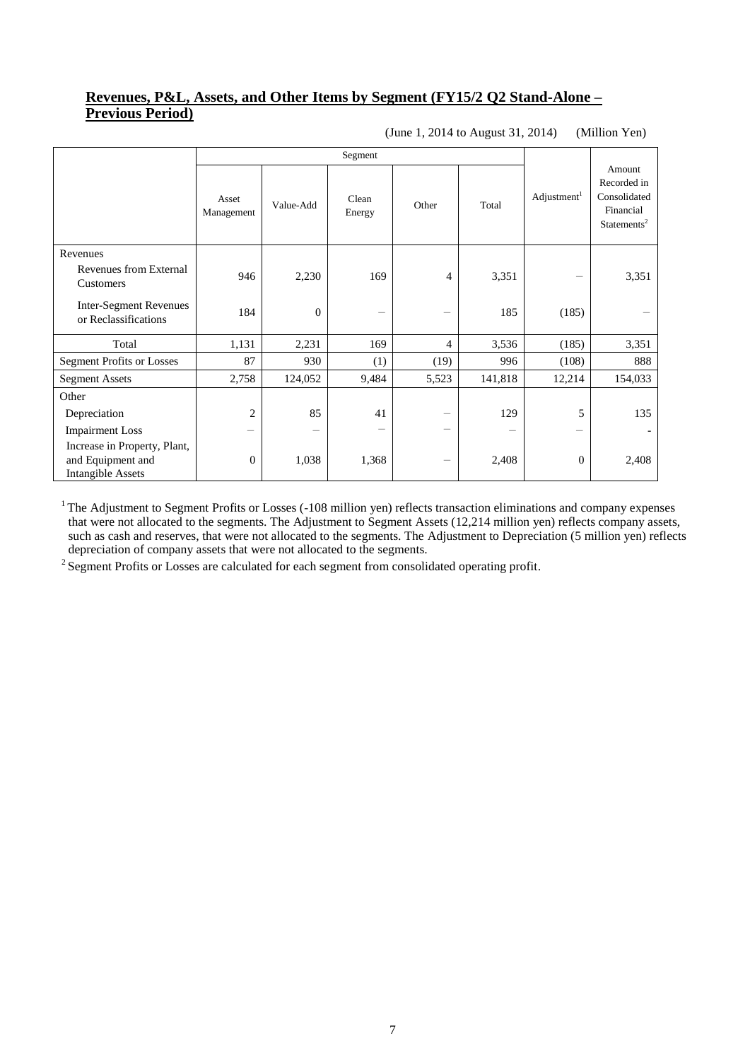## Revenues, P&L, Assets, and Other Items by Segment (FY15/2 Q2 Stand-Alone – Previous Period)

(June 1, 2014 to August 31, 2014) (Million Yen)

| | Segment | | | | | Adjustment[1] | Amount Recorded in Consolidated Financial Statements[2] |
|---|---|---|---|---|---|---|---|
| | Asset Management | Value-Add | Clean Energy | Other | Total | | |
| Revenues | | | | | | | |
| Revenues from External Customers | 946 | 2,230 | 169 | 4 | 3,351 | – | 3,351 |
| Inter-Segment Revenues or Reclassifications | 184 | 0 | – | – | 185 | (185) | – |
| Total | 1,131 | 2,231 | 169 | 4 | 3,536 | (185) | 3,351 |
| Segment Profits or Losses | 87 | 930 | (1) | (19) | 996 | (108) | 888 |
| Segment Assets | 2,758 | 124,052 | 9,484 | 5,523 | 141,818 | 12,214 | 154,033 |
| Other | | | | | | | |
| Depreciation | 2 | 85 | 41 | – | 129 | 5 | 135 |
| Impairment Loss | – | – | – | – | – | – | - |
| Increase in Property, Plant, and Equipment and Intangible Assets | 0 | 1,038 | 1,368 | – | 2,408 | 0 | 2,408 |

[1] The Adjustment to Segment Profits or Losses (-108 million yen) reflects transaction eliminations and company expenses that were not allocated to the segments. The Adjustment to Segment Assets (12,214 million yen) reflects company assets, such as cash and reserves, that were not allocated to the segments. The Adjustment to Depreciation (5 million yen) reflects depreciation of company assets that were not allocated to the segments.

[2] Segment Profits or Losses are calculated for each segment from consolidated operating profit.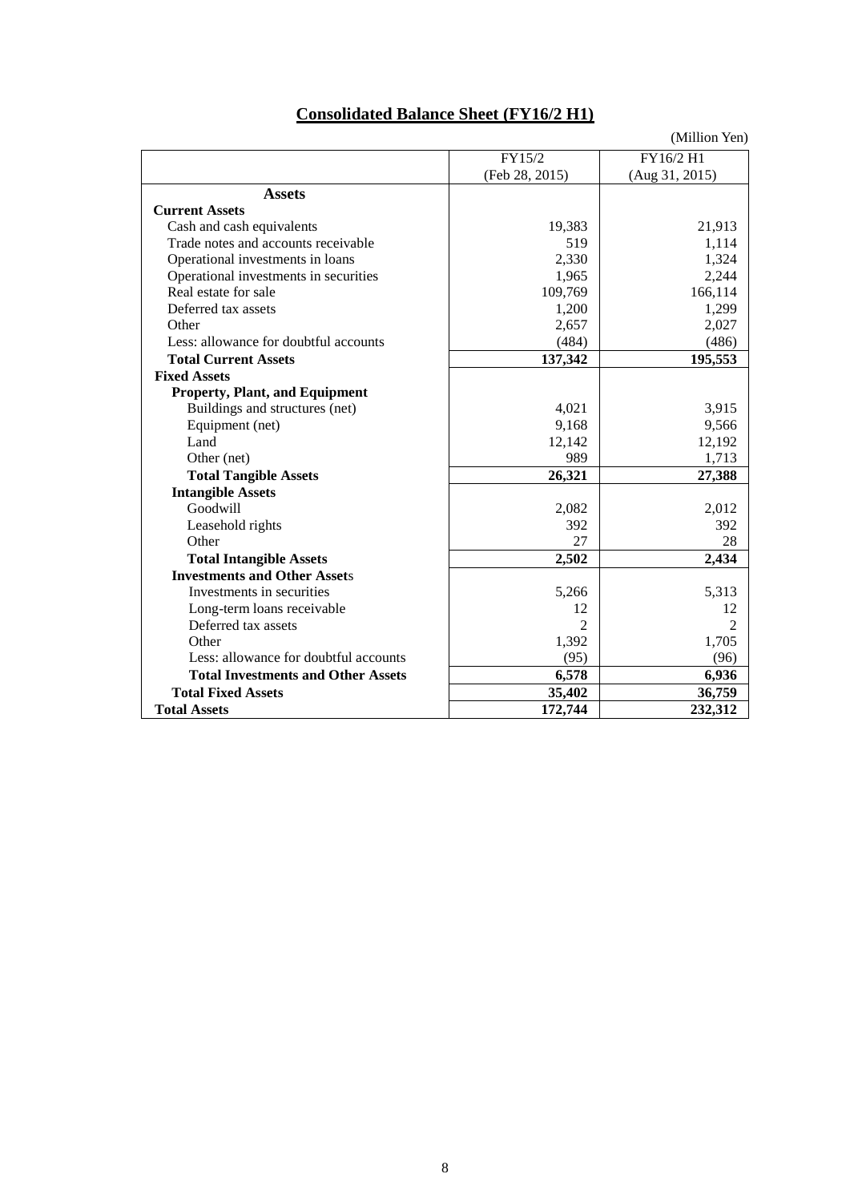## Consolidated Balance Sheet (FY16/2 H1)

(Million Yen)

| | FY15/2 (Feb 28, 2015) | FY16/2 H1 (Aug 31, 2015) |
|---|---|---|
| **Assets** | | |
| **Current Assets** | | |
| Cash and cash equivalents | 19,383 | 21,913 |
| Trade notes and accounts receivable | 519 | 1,114 |
| Operational investments in loans | 2,330 | 1,324 |
| Operational investments in securities | 1,965 | 2,244 |
| Real estate for sale | 109,769 | 166,114 |
| Deferred tax assets | 1,200 | 1,299 |
| Other | 2,657 | 2,027 |
| Less: allowance for doubtful accounts | (484) | (486) |
| **Total Current Assets** | **137,342** | **195,553** |
| **Fixed Assets** | | |
| **Property, Plant, and Equipment** | | |
| Buildings and structures (net) | 4,021 | 3,915 |
| Equipment (net) | 9,168 | 9,566 |
| Land | 12,142 | 12,192 |
| Other (net) | 989 | 1,713 |
| **Total Tangible Assets** | **26,321** | **27,388** |
| **Intangible Assets** | | |
| Goodwill | 2,082 | 2,012 |
| Leasehold rights | 392 | 392 |
| Other | 27 | 28 |
| **Total Intangible Assets** | **2,502** | **2,434** |
| **Investments and Other Assets** | | |
| Investments in securities | 5,266 | 5,313 |
| Long-term loans receivable | 12 | 12 |
| Deferred tax assets | 2 | 2 |
| Other | 1,392 | 1,705 |
| Less: allowance for doubtful accounts | (95) | (96) |
| **Total Investments and Other Assets** | **6,578** | **6,936** |
| **Total Fixed Assets** | **35,402** | **36,759** |
| **Total Assets** | **172,744** | **232,312** |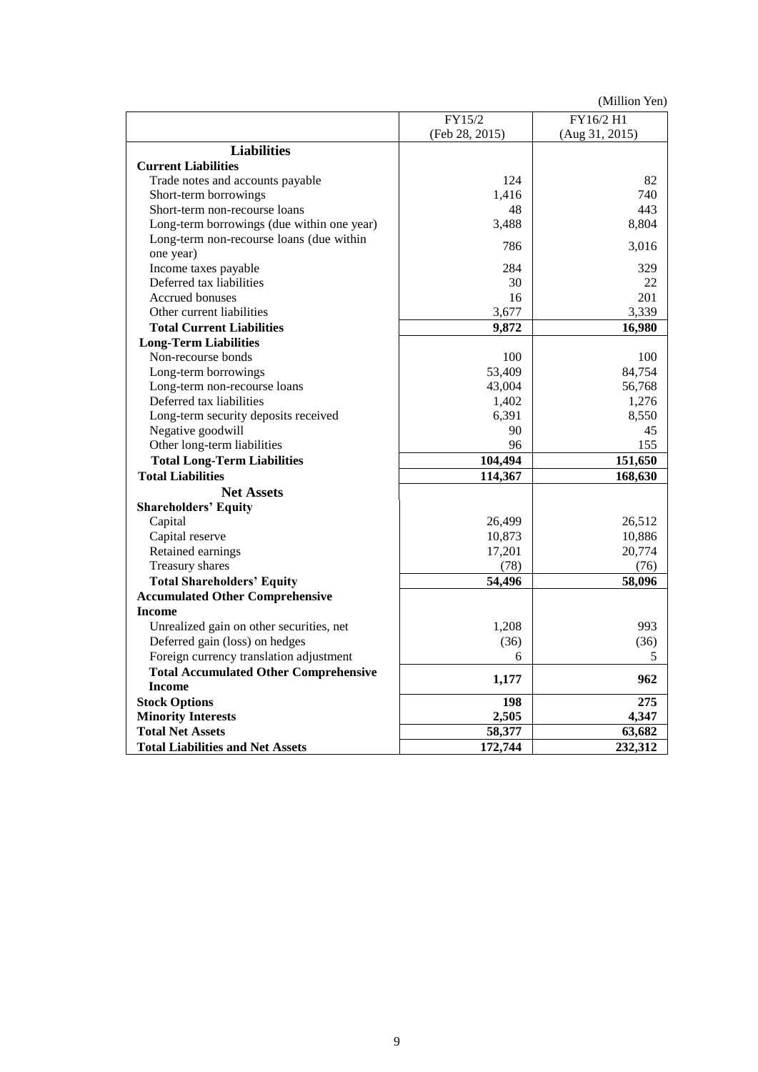(Million Yen)

| | FY15/2 (Feb 28, 2015) | FY16/2 H1 (Aug 31, 2015) |
|---|---|---|
| **Liabilities** | | |
| **Current Liabilities** | | |
| Trade notes and accounts payable | 124 | 82 |
| Short-term borrowings | 1,416 | 740 |
| Short-term non-recourse loans | 48 | 443 |
| Long-term borrowings (due within one year) | 3,488 | 8,804 |
| Long-term non-recourse loans (due within one year) | 786 | 3,016 |
| Income taxes payable | 284 | 329 |
| Deferred tax liabilities | 30 | 22 |
| Accrued bonuses | 16 | 201 |
| Other current liabilities | 3,677 | 3,339 |
| **Total Current Liabilities** | **9,872** | **16,980** |
| **Long-Term Liabilities** | | |
| Non-recourse bonds | 100 | 100 |
| Long-term borrowings | 53,409 | 84,754 |
| Long-term non-recourse loans | 43,004 | 56,768 |
| Deferred tax liabilities | 1,402 | 1,276 |
| Long-term security deposits received | 6,391 | 8,550 |
| Negative goodwill | 90 | 45 |
| Other long-term liabilities | 96 | 155 |
| **Total Long-Term Liabilities** | **104,494** | **151,650** |
| **Total Liabilities** | **114,367** | **168,630** |
| **Net Assets** | | |
| **Shareholders' Equity** | | |
| Capital | 26,499 | 26,512 |
| Capital reserve | 10,873 | 10,886 |
| Retained earnings | 17,201 | 20,774 |
| Treasury shares | (78) | (76) |
| **Total Shareholders' Equity** | **54,496** | **58,096** |
| **Accumulated Other Comprehensive Income** | | |
| Unrealized gain on other securities, net | 1,208 | 993 |
| Deferred gain (loss) on hedges | (36) | (36) |
| Foreign currency translation adjustment | 6 | 5 |
| **Total Accumulated Other Comprehensive Income** | **1,177** | **962** |
| **Stock Options** | **198** | **275** |
| **Minority Interests** | **2,505** | **4,347** |
| **Total Net Assets** | **58,377** | **63,682** |
| **Total Liabilities and Net Assets** | **172,744** | **232,312** |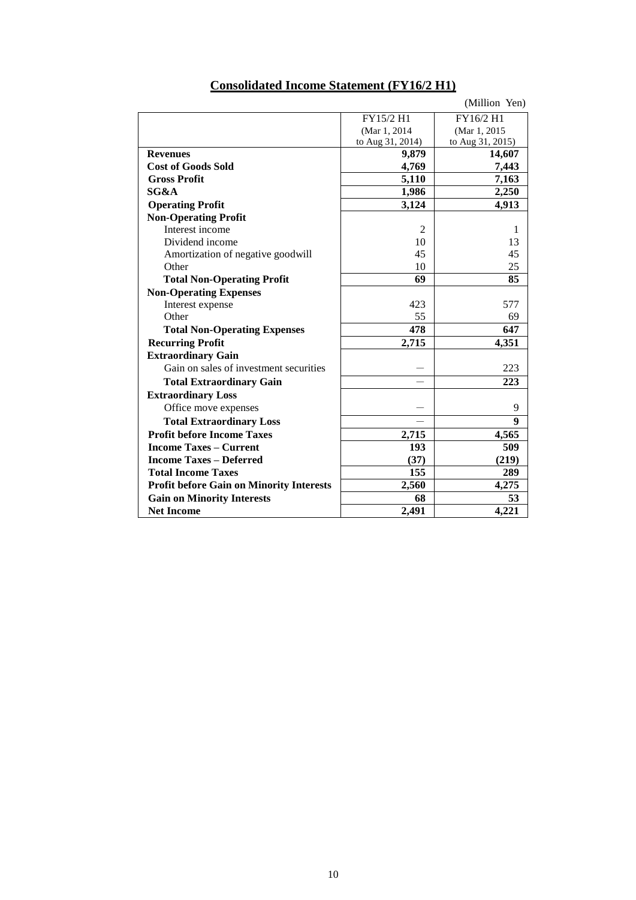## Consolidated Income Statement (FY16/2 H1)

(Million Yen)

| | FY15/2 H1 (Mar 1, 2014 to Aug 31, 2014) | FY16/2 H1 (Mar 1, 2015 to Aug 31, 2015) |
|---|---|---|
| **Revenues** | **9,879** | **14,607** |
| **Cost of Goods Sold** | **4,769** | **7,443** |
| **Gross Profit** | **5,110** | **7,163** |
| **SG&A** | **1,986** | **2,250** |
| **Operating Profit** | **3,124** | **4,913** |
| **Non-Operating Profit** | | |
| Interest income | 2 | 1 |
| Dividend income | 10 | 13 |
| Amortization of negative goodwill | 45 | 45 |
| Other | 10 | 25 |
| **Total Non-Operating Profit** | **69** | **85** |
| **Non-Operating Expenses** | | |
| Interest expense | 423 | 577 |
| Other | 55 | 69 |
| **Total Non-Operating Expenses** | **478** | **647** |
| **Recurring Profit** | **2,715** | **4,351** |
| **Extraordinary Gain** | | |
| Gain on sales of investment securities | — | 223 |
| **Total Extraordinary Gain** | — | **223** |
| **Extraordinary Loss** | | |
| Office move expenses | — | 9 |
| **Total Extraordinary Loss** | — | **9** |
| **Profit before Income Taxes** | **2,715** | **4,565** |
| **Income Taxes – Current** | **193** | **509** |
| **Income Taxes – Deferred** | **(37)** | **(219)** |
| **Total Income Taxes** | **155** | **289** |
| **Profit before Gain on Minority Interests** | **2,560** | **4,275** |
| **Gain on Minority Interests** | **68** | **53** |
| **Net Income** | **2,491** | **4,221** |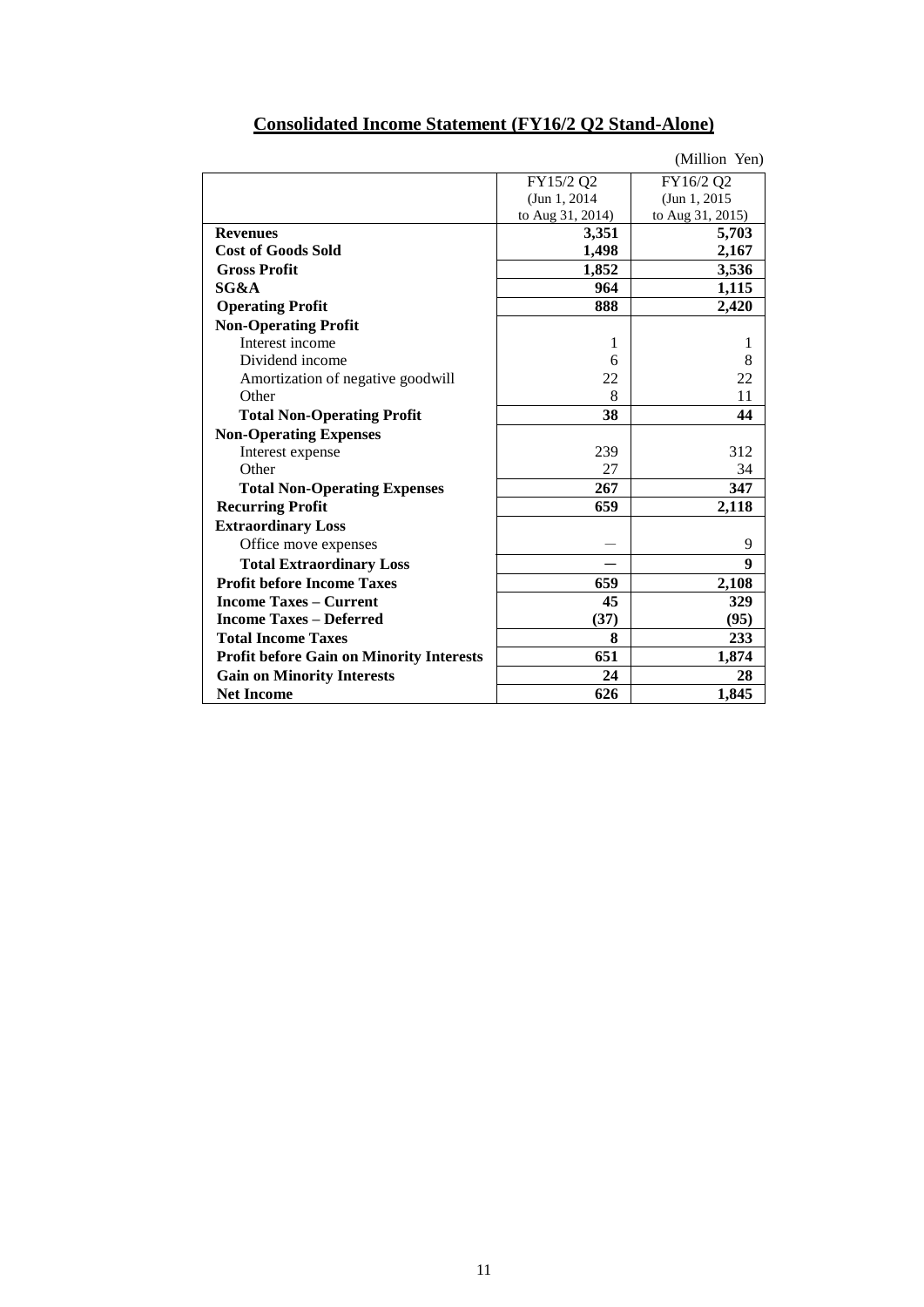# Consolidated Income Statement (FY16/2 Q2 Stand-Alone)

(Million Yen)

| | FY15/2 Q2 (Jun 1, 2014 to Aug 31, 2014) | FY16/2 Q2 (Jun 1, 2015 to Aug 31, 2015) |
|---|---|---|
| **Revenues** | **3,351** | **5,703** |
| **Cost of Goods Sold** | **1,498** | **2,167** |
| **Gross Profit** | **1,852** | **3,536** |
| **SG&A** | **964** | **1,115** |
| **Operating Profit** | **888** | **2,420** |
| **Non-Operating Profit** | | |
| Interest income | 1 | 1 |
| Dividend income | 6 | 8 |
| Amortization of negative goodwill | 22 | 22 |
| Other | 8 | 11 |
| **Total Non-Operating Profit** | **38** | **44** |
| **Non-Operating Expenses** | | |
| Interest expense | 239 | 312 |
| Other | 27 | 34 |
| **Total Non-Operating Expenses** | **267** | **347** |
| **Recurring Profit** | **659** | **2,118** |
| **Extraordinary Loss** | | |
| Office move expenses | — | 9 |
| **Total Extraordinary Loss** | **—** | **9** |
| **Profit before Income Taxes** | **659** | **2,108** |
| **Income Taxes – Current** | **45** | **329** |
| **Income Taxes – Deferred** | **(37)** | **(95)** |
| **Total Income Taxes** | **8** | **233** |
| **Profit before Gain on Minority Interests** | **651** | **1,874** |
| **Gain on Minority Interests** | **24** | **28** |
| **Net Income** | **626** | **1,845** |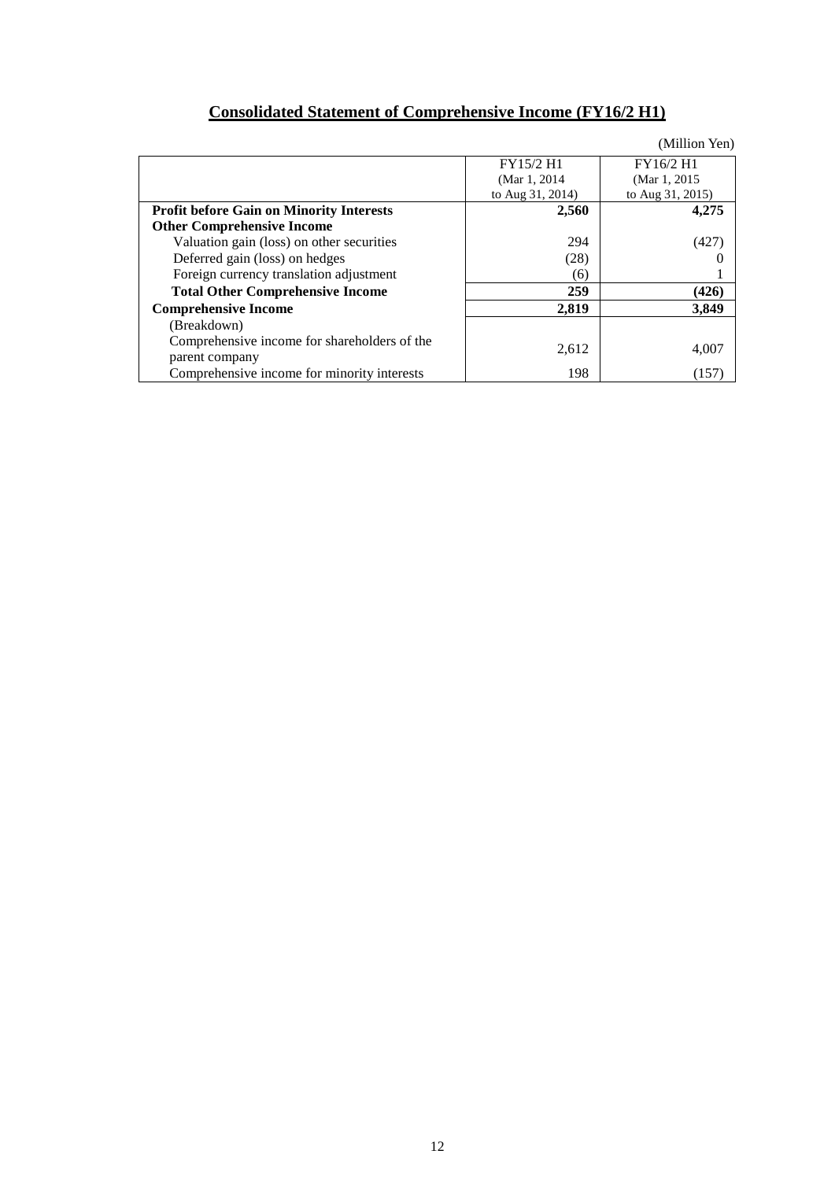## Consolidated Statement of Comprehensive Income (FY16/2 H1)

(Million Yen)

| | FY15/2 H1 (Mar 1, 2014 to Aug 31, 2014) | FY16/2 H1 (Mar 1, 2015 to Aug 31, 2015) |
|---|---|---|
| **Profit before Gain on Minority Interests** | **2,560** | **4,275** |
| **Other Comprehensive Income** | | |
| Valuation gain (loss) on other securities | 294 | (427) |
| Deferred gain (loss) on hedges | (28) | 0 |
| Foreign currency translation adjustment | (6) | 1 |
| **Total Other Comprehensive Income** | **259** | **(426)** |
| **Comprehensive Income** | **2,819** | **3,849** |
| (Breakdown) | | |
| Comprehensive income for shareholders of the parent company | 2,612 | 4,007 |
| Comprehensive income for minority interests | 198 | (157) |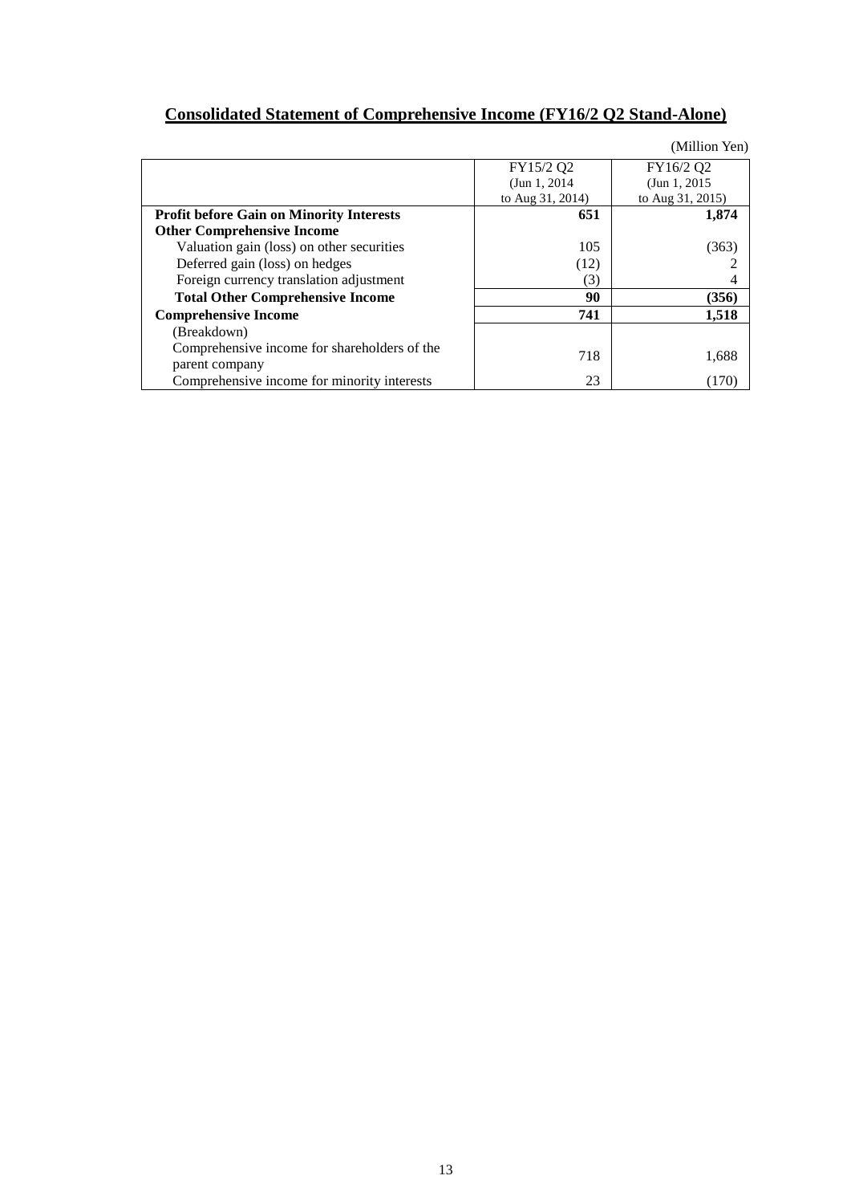# Consolidated Statement of Comprehensive Income (FY16/2 Q2 Stand-Alone)

(Million Yen)

| | FY15/2 Q2 (Jun 1, 2014 to Aug 31, 2014) | FY16/2 Q2 (Jun 1, 2015 to Aug 31, 2015) |
|---|---|---|
| **Profit before Gain on Minority Interests** | **651** | **1,874** |
| **Other Comprehensive Income** | | |
| Valuation gain (loss) on other securities | 105 | (363) |
| Deferred gain (loss) on hedges | (12) | 2 |
| Foreign currency translation adjustment | (3) | 4 |
| **Total Other Comprehensive Income** | **90** | **(356)** |
| **Comprehensive Income** | **741** | **1,518** |
| (Breakdown) | | |
| Comprehensive income for shareholders of the parent company | 718 | 1,688 |
| Comprehensive income for minority interests | 23 | (170) |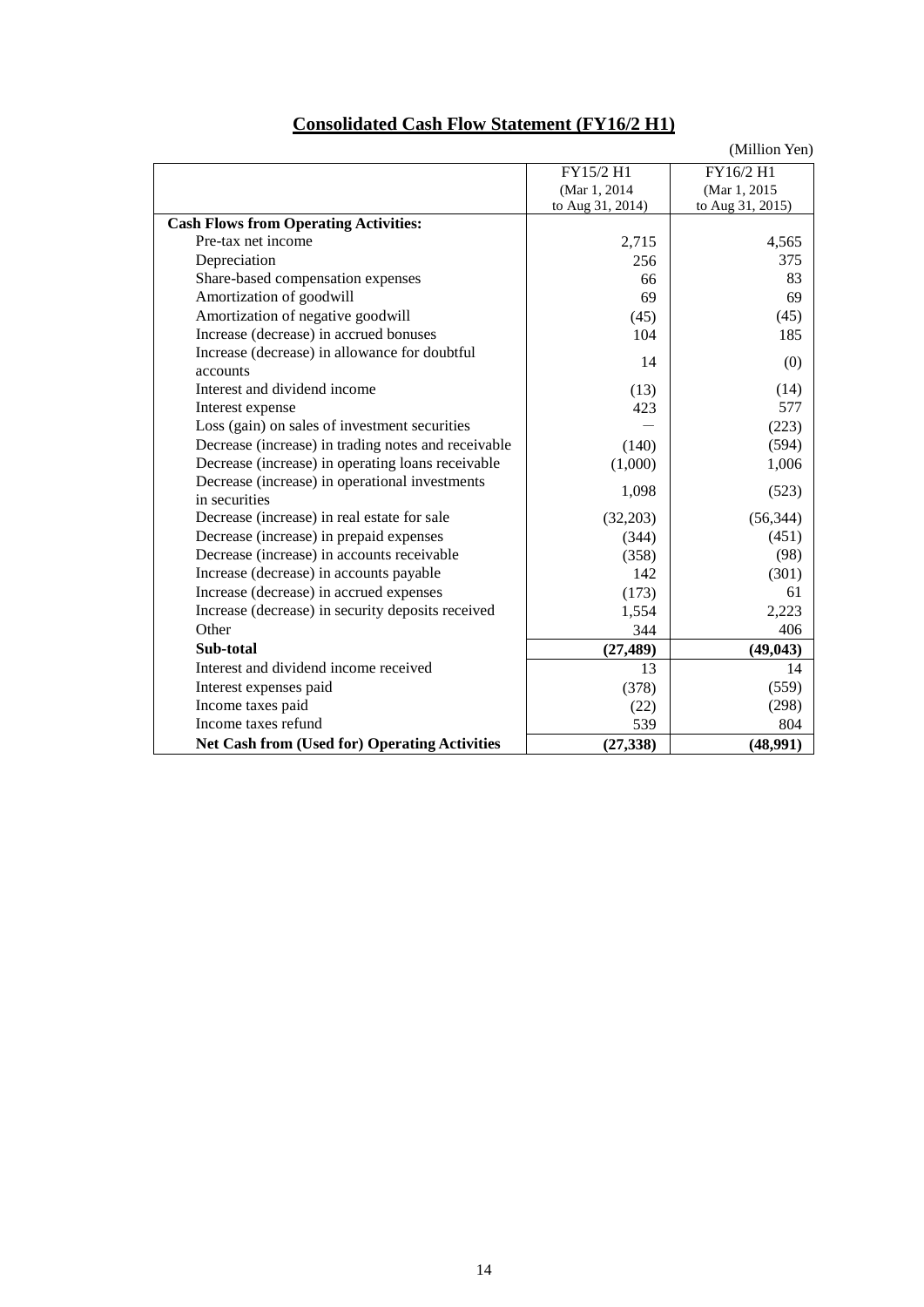# Consolidated Cash Flow Statement (FY16/2 H1)

(Million Yen)

| | FY15/2 H1 (Mar 1, 2014 to Aug 31, 2014) | FY16/2 H1 (Mar 1, 2015 to Aug 31, 2015) |
|---|---|---|
| **Cash Flows from Operating Activities:** | | |
| Pre-tax net income | 2,715 | 4,565 |
| Depreciation | 256 | 375 |
| Share-based compensation expenses | 66 | 83 |
| Amortization of goodwill | 69 | 69 |
| Amortization of negative goodwill | (45) | (45) |
| Increase (decrease) in accrued bonuses | 104 | 185 |
| Increase (decrease) in allowance for doubtful accounts | 14 | (0) |
| Interest and dividend income | (13) | (14) |
| Interest expense | 423 | 577 |
| Loss (gain) on sales of investment securities | — | (223) |
| Decrease (increase) in trading notes and receivable | (140) | (594) |
| Decrease (increase) in operating loans receivable | (1,000) | 1,006 |
| Decrease (increase) in operational investments in securities | 1,098 | (523) |
| Decrease (increase) in real estate for sale | (32,203) | (56,344) |
| Decrease (increase) in prepaid expenses | (344) | (451) |
| Decrease (increase) in accounts receivable | (358) | (98) |
| Increase (decrease) in accounts payable | 142 | (301) |
| Increase (decrease) in accrued expenses | (173) | 61 |
| Increase (decrease) in security deposits received | 1,554 | 2,223 |
| Other | 344 | 406 |
| **Sub-total** | **(27,489)** | **(49,043)** |
| Interest and dividend income received | 13 | 14 |
| Interest expenses paid | (378) | (559) |
| Income taxes paid | (22) | (298) |
| Income taxes refund | 539 | 804 |
| **Net Cash from (Used for) Operating Activities** | **(27,338)** | **(48,991)** |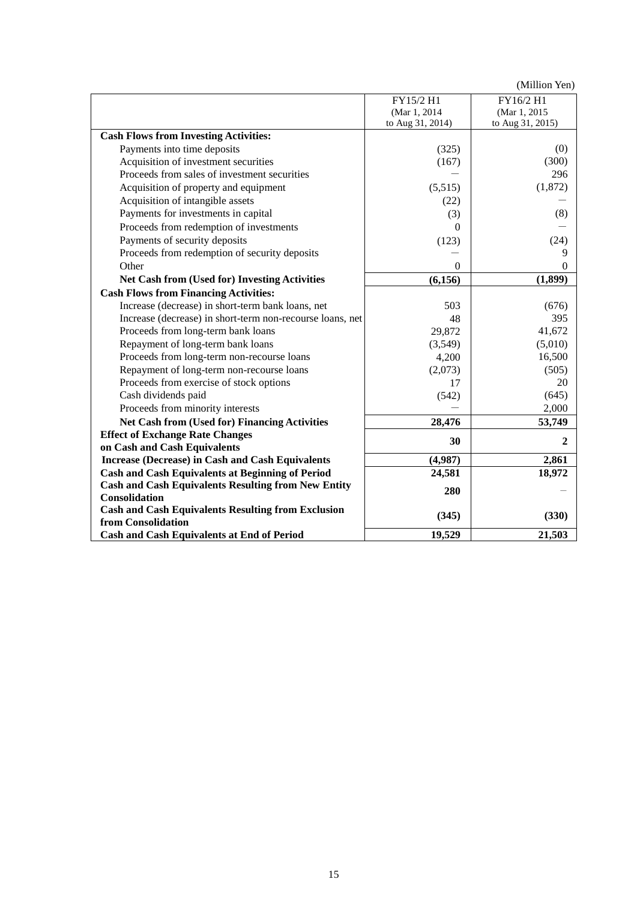(Million Yen)

| | FY15/2 H1 (Mar 1, 2014 to Aug 31, 2014) | FY16/2 H1 (Mar 1, 2015 to Aug 31, 2015) |
|---|---|---|
| **Cash Flows from Investing Activities:** | | |
| Payments into time deposits | (325) | (0) |
| Acquisition of investment securities | (167) | (300) |
| Proceeds from sales of investment securities | — | 296 |
| Acquisition of property and equipment | (5,515) | (1,872) |
| Acquisition of intangible assets | (22) | — |
| Payments for investments in capital | (3) | (8) |
| Proceeds from redemption of investments | 0 | — |
| Payments of security deposits | (123) | (24) |
| Proceeds from redemption of security deposits | — | 9 |
| Other | 0 | 0 |
| **Net Cash from (Used for) Investing Activities** | **(6,156)** | **(1,899)** |
| **Cash Flows from Financing Activities:** | | |
| Increase (decrease) in short-term bank loans, net | 503 | (676) |
| Increase (decrease) in short-term non-recourse loans, net | 48 | 395 |
| Proceeds from long-term bank loans | 29,872 | 41,672 |
| Repayment of long-term bank loans | (3,549) | (5,010) |
| Proceeds from long-term non-recourse loans | 4,200 | 16,500 |
| Repayment of long-term non-recourse loans | (2,073) | (505) |
| Proceeds from exercise of stock options | 17 | 20 |
| Cash dividends paid | (542) | (645) |
| Proceeds from minority interests | — | 2,000 |
| **Net Cash from (Used for) Financing Activities** | **28,476** | **53,749** |
| **Effect of Exchange Rate Changes on Cash and Cash Equivalents** | **30** | **2** |
| **Increase (Decrease) in Cash and Cash Equivalents** | **(4,987)** | **2,861** |
| **Cash and Cash Equivalents at Beginning of Period** | **24,581** | **18,972** |
| **Cash and Cash Equivalents Resulting from New Entity Consolidation** | **280** | — |
| **Cash and Cash Equivalents Resulting from Exclusion from Consolidation** | **(345)** | **(330)** |
| **Cash and Cash Equivalents at End of Period** | **19,529** | **21,503** |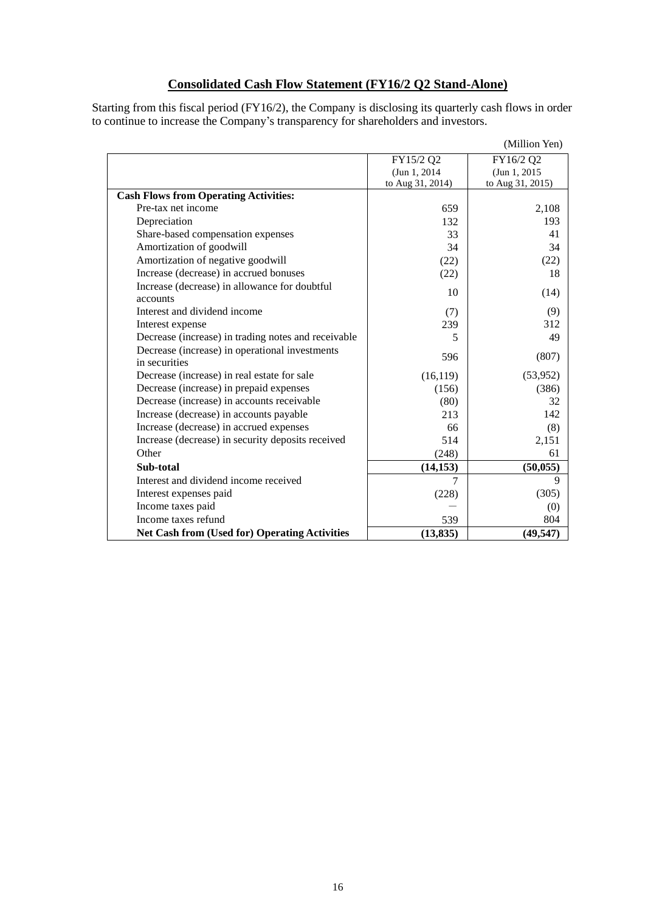# Consolidated Cash Flow Statement (FY16/2 Q2 Stand-Alone)

Starting from this fiscal period (FY16/2), the Company is disclosing its quarterly cash flows in order to continue to increase the Company's transparency for shareholders and investors.

(Million Yen)

| | FY15/2 Q2 (Jun 1, 2014 to Aug 31, 2014) | FY16/2 Q2 (Jun 1, 2015 to Aug 31, 2015) |
|---|---|---|
| **Cash Flows from Operating Activities:** | | |
| Pre-tax net income | 659 | 2,108 |
| Depreciation | 132 | 193 |
| Share-based compensation expenses | 33 | 41 |
| Amortization of goodwill | 34 | 34 |
| Amortization of negative goodwill | (22) | (22) |
| Increase (decrease) in accrued bonuses | (22) | 18 |
| Increase (decrease) in allowance for doubtful accounts | 10 | (14) |
| Interest and dividend income | (7) | (9) |
| Interest expense | 239 | 312 |
| Decrease (increase) in trading notes and receivable | 5 | 49 |
| Decrease (increase) in operational investments in securities | 596 | (807) |
| Decrease (increase) in real estate for sale | (16,119) | (53,952) |
| Decrease (increase) in prepaid expenses | (156) | (386) |
| Decrease (increase) in accounts receivable | (80) | 32 |
| Increase (decrease) in accounts payable | 213 | 142 |
| Increase (decrease) in accrued expenses | 66 | (8) |
| Increase (decrease) in security deposits received | 514 | 2,151 |
| Other | (248) | 61 |
| **Sub-total** | **(14,153)** | **(50,055)** |
| Interest and dividend income received | 7 | 9 |
| Interest expenses paid | (228) | (305) |
| Income taxes paid | ― | (0) |
| Income taxes refund | 539 | 804 |
| **Net Cash from (Used for) Operating Activities** | **(13,835)** | **(49,547)** |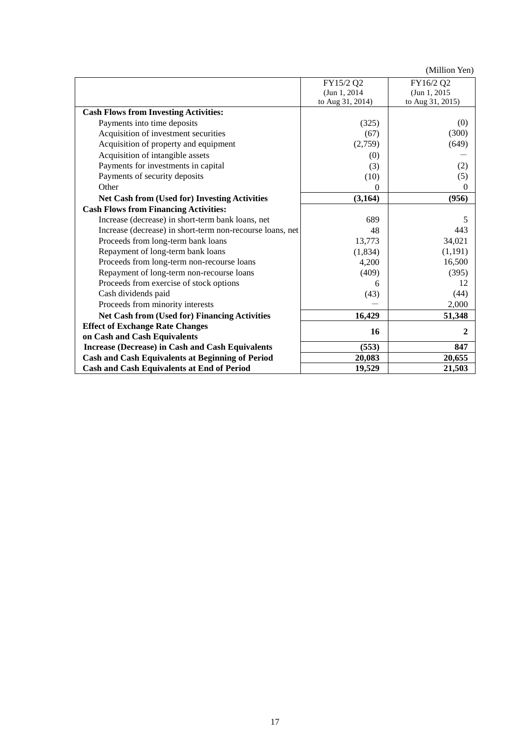(Million Yen)

| | FY15/2 Q2 (Jun 1, 2014 to Aug 31, 2014) | FY16/2 Q2 (Jun 1, 2015 to Aug 31, 2015) |
|---|---|---|
| **Cash Flows from Investing Activities:** | | |
| Payments into time deposits | (325) | (0) |
| Acquisition of investment securities | (67) | (300) |
| Acquisition of property and equipment | (2,759) | (649) |
| Acquisition of intangible assets | (0) | — |
| Payments for investments in capital | (3) | (2) |
| Payments of security deposits | (10) | (5) |
| Other | 0 | 0 |
| **Net Cash from (Used for) Investing Activities** | **(3,164)** | **(956)** |
| **Cash Flows from Financing Activities:** | | |
| Increase (decrease) in short-term bank loans, net | 689 | 5 |
| Increase (decrease) in short-term non-recourse loans, net | 48 | 443 |
| Proceeds from long-term bank loans | 13,773 | 34,021 |
| Repayment of long-term bank loans | (1,834) | (1,191) |
| Proceeds from long-term non-recourse loans | 4,200 | 16,500 |
| Repayment of long-term non-recourse loans | (409) | (395) |
| Proceeds from exercise of stock options | 6 | 12 |
| Cash dividends paid | (43) | (44) |
| Proceeds from minority interests | — | 2,000 |
| **Net Cash from (Used for) Financing Activities** | **16,429** | **51,348** |
| **Effect of Exchange Rate Changes on Cash and Cash Equivalents** | **16** | **2** |
| **Increase (Decrease) in Cash and Cash Equivalents** | **(553)** | **847** |
| **Cash and Cash Equivalents at Beginning of Period** | **20,083** | **20,655** |
| **Cash and Cash Equivalents at End of Period** | **19,529** | **21,503** |